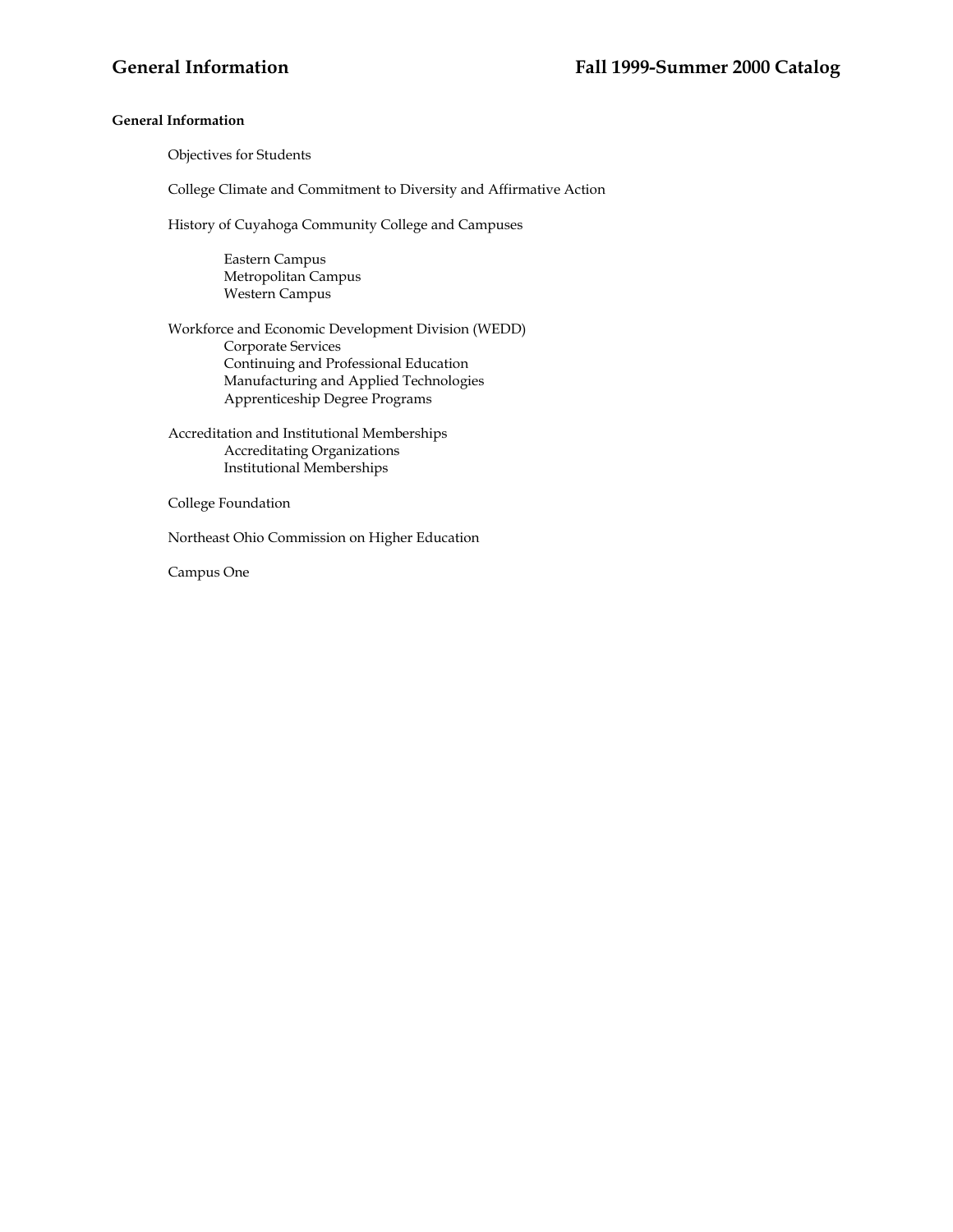**General Information**

- Objectives for Students
- College Climate and Commitment to Diversity and Affirmative Action
- History of Cuyahoga Community College and Campuses
  - Eastern Campus
  - Metropolitan Campus
  - Western Campus
- Workforce and Economic Development Division (WEDD)
  - Corporate Services
  - Continuing and Professional Education
  - Manufacturing and Applied Technologies
  - Apprenticeship Degree Programs
- Accreditation and Institutional Memberships
  - Accreditating Organizations
  - Institutional Memberships
- College Foundation
- Northeast Ohio Commission on Higher Education
- Campus One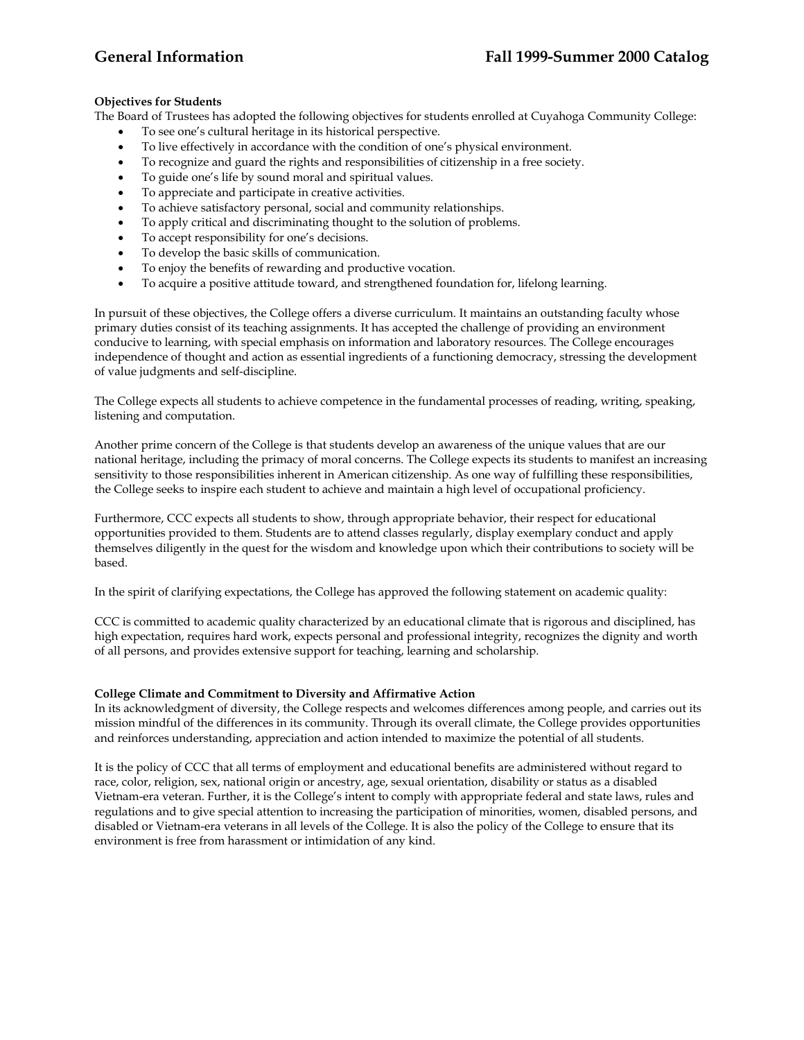### Objectives for Students

The Board of Trustees has adopted the following objectives for students enrolled at Cuyahoga Community College:

- To see one's cultural heritage in its historical perspective.
- To live effectively in accordance with the condition of one's physical environment.
- To recognize and guard the rights and responsibilities of citizenship in a free society.
- To guide one's life by sound moral and spiritual values.
- To appreciate and participate in creative activities.
- To achieve satisfactory personal, social and community relationships.
- To apply critical and discriminating thought to the solution of problems.
- To accept responsibility for one's decisions.
- To develop the basic skills of communication.
- To enjoy the benefits of rewarding and productive vocation.
- To acquire a positive attitude toward, and strengthened foundation for, lifelong learning.

In pursuit of these objectives, the College offers a diverse curriculum. It maintains an outstanding faculty whose primary duties consist of its teaching assignments. It has accepted the challenge of providing an environment conducive to learning, with special emphasis on information and laboratory resources. The College encourages independence of thought and action as essential ingredients of a functioning democracy, stressing the development of value judgments and self-discipline.

The College expects all students to achieve competence in the fundamental processes of reading, writing, speaking, listening and computation.

Another prime concern of the College is that students develop an awareness of the unique values that are our national heritage, including the primacy of moral concerns. The College expects its students to manifest an increasing sensitivity to those responsibilities inherent in American citizenship. As one way of fulfilling these responsibilities, the College seeks to inspire each student to achieve and maintain a high level of occupational proficiency.

Furthermore, CCC expects all students to show, through appropriate behavior, their respect for educational opportunities provided to them. Students are to attend classes regularly, display exemplary conduct and apply themselves diligently in the quest for the wisdom and knowledge upon which their contributions to society will be based.

In the spirit of clarifying expectations, the College has approved the following statement on academic quality:

CCC is committed to academic quality characterized by an educational climate that is rigorous and disciplined, has high expectation, requires hard work, expects personal and professional integrity, recognizes the dignity and worth of all persons, and provides extensive support for teaching, learning and scholarship.

### College Climate and Commitment to Diversity and Affirmative Action

In its acknowledgment of diversity, the College respects and welcomes differences among people, and carries out its mission mindful of the differences in its community. Through its overall climate, the College provides opportunities and reinforces understanding, appreciation and action intended to maximize the potential of all students.

It is the policy of CCC that all terms of employment and educational benefits are administered without regard to race, color, religion, sex, national origin or ancestry, age, sexual orientation, disability or status as a disabled Vietnam-era veteran. Further, it is the College's intent to comply with appropriate federal and state laws, rules and regulations and to give special attention to increasing the participation of minorities, women, disabled persons, and disabled or Vietnam-era veterans in all levels of the College. It is also the policy of the College to ensure that its environment is free from harassment or intimidation of any kind.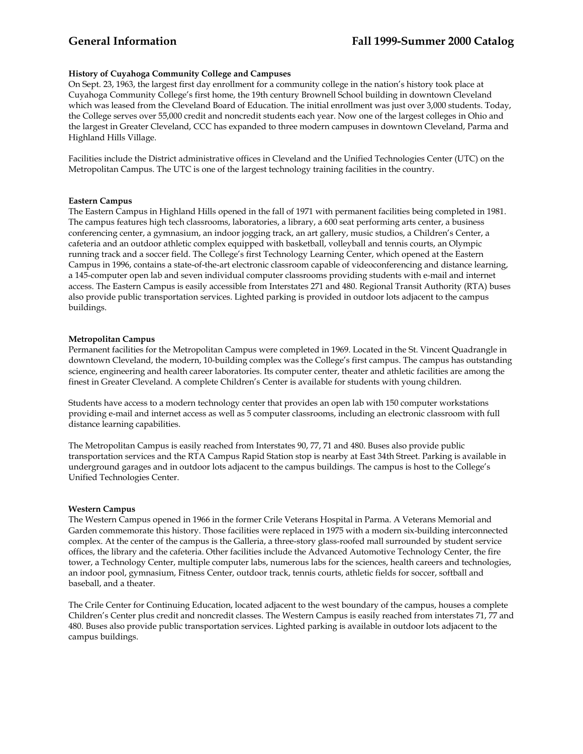### History of Cuyahoga Community College and Campuses

On Sept. 23, 1963, the largest first day enrollment for a community college in the nation's history took place at Cuyahoga Community College's first home, the 19th century Brownell School building in downtown Cleveland which was leased from the Cleveland Board of Education. The initial enrollment was just over 3,000 students. Today, the College serves over 55,000 credit and noncredit students each year. Now one of the largest colleges in Ohio and the largest in Greater Cleveland, CCC has expanded to three modern campuses in downtown Cleveland, Parma and Highland Hills Village.

Facilities include the District administrative offices in Cleveland and the Unified Technologies Center (UTC) on the Metropolitan Campus. The UTC is one of the largest technology training facilities in the country.

### Eastern Campus

The Eastern Campus in Highland Hills opened in the fall of 1971 with permanent facilities being completed in 1981. The campus features high tech classrooms, laboratories, a library, a 600 seat performing arts center, a business conferencing center, a gymnasium, an indoor jogging track, an art gallery, music studios, a Children's Center, a cafeteria and an outdoor athletic complex equipped with basketball, volleyball and tennis courts, an Olympic running track and a soccer field. The College's first Technology Learning Center, which opened at the Eastern Campus in 1996, contains a state-of-the-art electronic classroom capable of videoconferencing and distance learning, a 145-computer open lab and seven individual computer classrooms providing students with e-mail and internet access. The Eastern Campus is easily accessible from Interstates 271 and 480. Regional Transit Authority (RTA) buses also provide public transportation services. Lighted parking is provided in outdoor lots adjacent to the campus buildings.

### Metropolitan Campus

Permanent facilities for the Metropolitan Campus were completed in 1969. Located in the St. Vincent Quadrangle in downtown Cleveland, the modern, 10-building complex was the College's first campus. The campus has outstanding science, engineering and health career laboratories. Its computer center, theater and athletic facilities are among the finest in Greater Cleveland. A complete Children's Center is available for students with young children.

Students have access to a modern technology center that provides an open lab with 150 computer workstations providing e-mail and internet access as well as 5 computer classrooms, including an electronic classroom with full distance learning capabilities.

The Metropolitan Campus is easily reached from Interstates 90, 77, 71 and 480. Buses also provide public transportation services and the RTA Campus Rapid Station stop is nearby at East 34th Street. Parking is available in underground garages and in outdoor lots adjacent to the campus buildings. The campus is host to the College's Unified Technologies Center.

### Western Campus

The Western Campus opened in 1966 in the former Crile Veterans Hospital in Parma. A Veterans Memorial and Garden commemorate this history. Those facilities were replaced in 1975 with a modern six-building interconnected complex. At the center of the campus is the Galleria, a three-story glass-roofed mall surrounded by student service offices, the library and the cafeteria. Other facilities include the Advanced Automotive Technology Center, the fire tower, a Technology Center, multiple computer labs, numerous labs for the sciences, health careers and technologies, an indoor pool, gymnasium, Fitness Center, outdoor track, tennis courts, athletic fields for soccer, softball and baseball, and a theater.

The Crile Center for Continuing Education, located adjacent to the west boundary of the campus, houses a complete Children's Center plus credit and noncredit classes. The Western Campus is easily reached from interstates 71, 77 and 480. Buses also provide public transportation services. Lighted parking is available in outdoor lots adjacent to the campus buildings.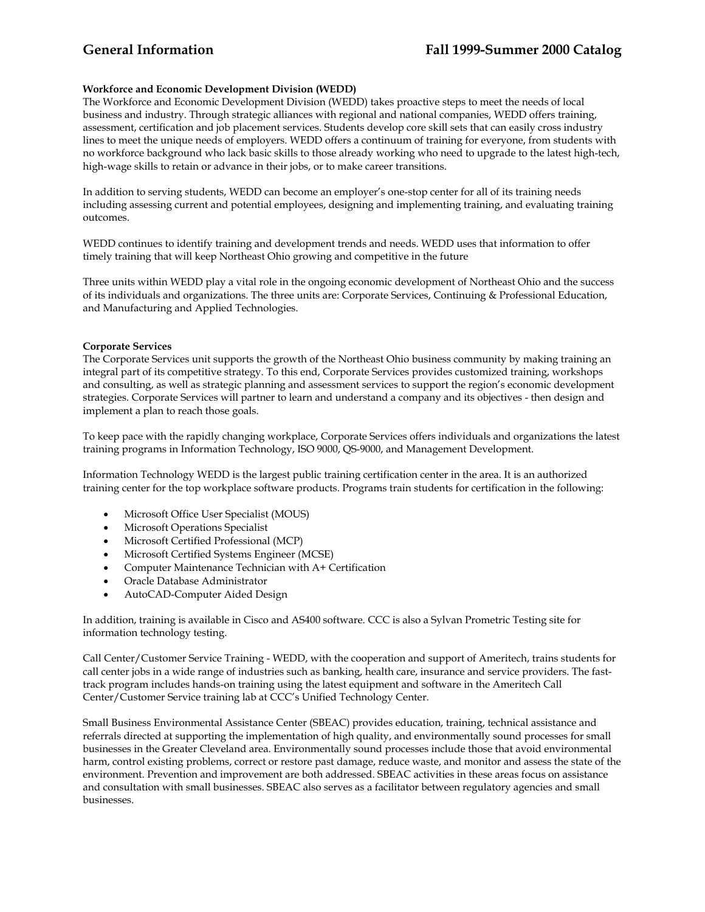**Workforce and Economic Development Division (WEDD)**

The Workforce and Economic Development Division (WEDD) takes proactive steps to meet the needs of local business and industry. Through strategic alliances with regional and national companies, WEDD offers training, assessment, certification and job placement services. Students develop core skill sets that can easily cross industry lines to meet the unique needs of employers. WEDD offers a continuum of training for everyone, from students with no workforce background who lack basic skills to those already working who need to upgrade to the latest high-tech, high-wage skills to retain or advance in their jobs, or to make career transitions.

In addition to serving students, WEDD can become an employer's one-stop center for all of its training needs including assessing current and potential employees, designing and implementing training, and evaluating training outcomes.

WEDD continues to identify training and development trends and needs. WEDD uses that information to offer timely training that will keep Northeast Ohio growing and competitive in the future

Three units within WEDD play a vital role in the ongoing economic development of Northeast Ohio and the success of its individuals and organizations. The three units are: Corporate Services, Continuing & Professional Education, and Manufacturing and Applied Technologies.

**Corporate Services**

The Corporate Services unit supports the growth of the Northeast Ohio business community by making training an integral part of its competitive strategy. To this end, Corporate Services provides customized training, workshops and consulting, as well as strategic planning and assessment services to support the region's economic development strategies. Corporate Services will partner to learn and understand a company and its objectives - then design and implement a plan to reach those goals.

To keep pace with the rapidly changing workplace, Corporate Services offers individuals and organizations the latest training programs in Information Technology, ISO 9000, QS-9000, and Management Development.

Information Technology WEDD is the largest public training certification center in the area. It is an authorized training center for the top workplace software products. Programs train students for certification in the following:

- Microsoft Office User Specialist (MOUS)
- Microsoft Operations Specialist
- Microsoft Certified Professional (MCP)
- Microsoft Certified Systems Engineer (MCSE)
- Computer Maintenance Technician with A+ Certification
- Oracle Database Administrator
- AutoCAD-Computer Aided Design

In addition, training is available in Cisco and AS400 software. CCC is also a Sylvan Prometric Testing site for information technology testing.

Call Center/Customer Service Training - WEDD, with the cooperation and support of Ameritech, trains students for call center jobs in a wide range of industries such as banking, health care, insurance and service providers. The fast-track program includes hands-on training using the latest equipment and software in the Ameritech Call Center/Customer Service training lab at CCC's Unified Technology Center.

Small Business Environmental Assistance Center (SBEAC) provides education, training, technical assistance and referrals directed at supporting the implementation of high quality, and environmentally sound processes for small businesses in the Greater Cleveland area. Environmentally sound processes include those that avoid environmental harm, control existing problems, correct or restore past damage, reduce waste, and monitor and assess the state of the environment. Prevention and improvement are both addressed. SBEAC activities in these areas focus on assistance and consultation with small businesses. SBEAC also serves as a facilitator between regulatory agencies and small businesses.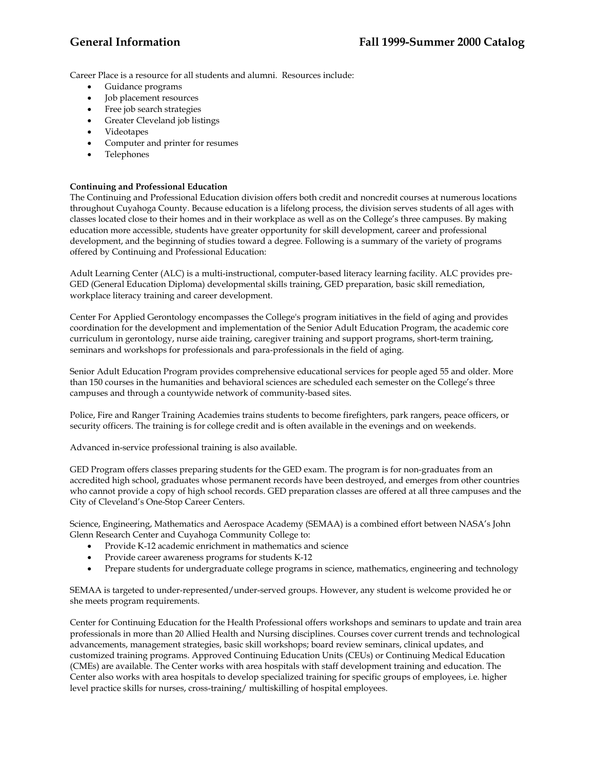Career Place is a resource for all students and alumni. Resources include:

- Guidance programs
- Job placement resources
- Free job search strategies
- Greater Cleveland job listings
- Videotapes
- Computer and printer for resumes
- Telephones

**Continuing and Professional Education**

The Continuing and Professional Education division offers both credit and noncredit courses at numerous locations throughout Cuyahoga County. Because education is a lifelong process, the division serves students of all ages with classes located close to their homes and in their workplace as well as on the College's three campuses. By making education more accessible, students have greater opportunity for skill development, career and professional development, and the beginning of studies toward a degree. Following is a summary of the variety of programs offered by Continuing and Professional Education:

Adult Learning Center (ALC) is a multi-instructional, computer-based literacy learning facility. ALC provides pre-GED (General Education Diploma) developmental skills training, GED preparation, basic skill remediation, workplace literacy training and career development.

Center For Applied Gerontology encompasses the College's program initiatives in the field of aging and provides coordination for the development and implementation of the Senior Adult Education Program, the academic core curriculum in gerontology, nurse aide training, caregiver training and support programs, short-term training, seminars and workshops for professionals and para-professionals in the field of aging.

Senior Adult Education Program provides comprehensive educational services for people aged 55 and older. More than 150 courses in the humanities and behavioral sciences are scheduled each semester on the College's three campuses and through a countywide network of community-based sites.

Police, Fire and Ranger Training Academies trains students to become firefighters, park rangers, peace officers, or security officers. The training is for college credit and is often available in the evenings and on weekends.

Advanced in-service professional training is also available.

GED Program offers classes preparing students for the GED exam. The program is for non-graduates from an accredited high school, graduates whose permanent records have been destroyed, and emerges from other countries who cannot provide a copy of high school records. GED preparation classes are offered at all three campuses and the City of Cleveland's One-Stop Career Centers.

Science, Engineering, Mathematics and Aerospace Academy (SEMAA) is a combined effort between NASA's John Glenn Research Center and Cuyahoga Community College to:

- Provide K-12 academic enrichment in mathematics and science
- Provide career awareness programs for students K-12
- Prepare students for undergraduate college programs in science, mathematics, engineering and technology

SEMAA is targeted to under-represented/under-served groups. However, any student is welcome provided he or she meets program requirements.

Center for Continuing Education for the Health Professional offers workshops and seminars to update and train area professionals in more than 20 Allied Health and Nursing disciplines. Courses cover current trends and technological advancements, management strategies, basic skill workshops; board review seminars, clinical updates, and customized training programs. Approved Continuing Education Units (CEUs) or Continuing Medical Education (CMEs) are available. The Center works with area hospitals with staff development training and education. The Center also works with area hospitals to develop specialized training for specific groups of employees, i.e. higher level practice skills for nurses, cross-training/ multiskilling of hospital employees.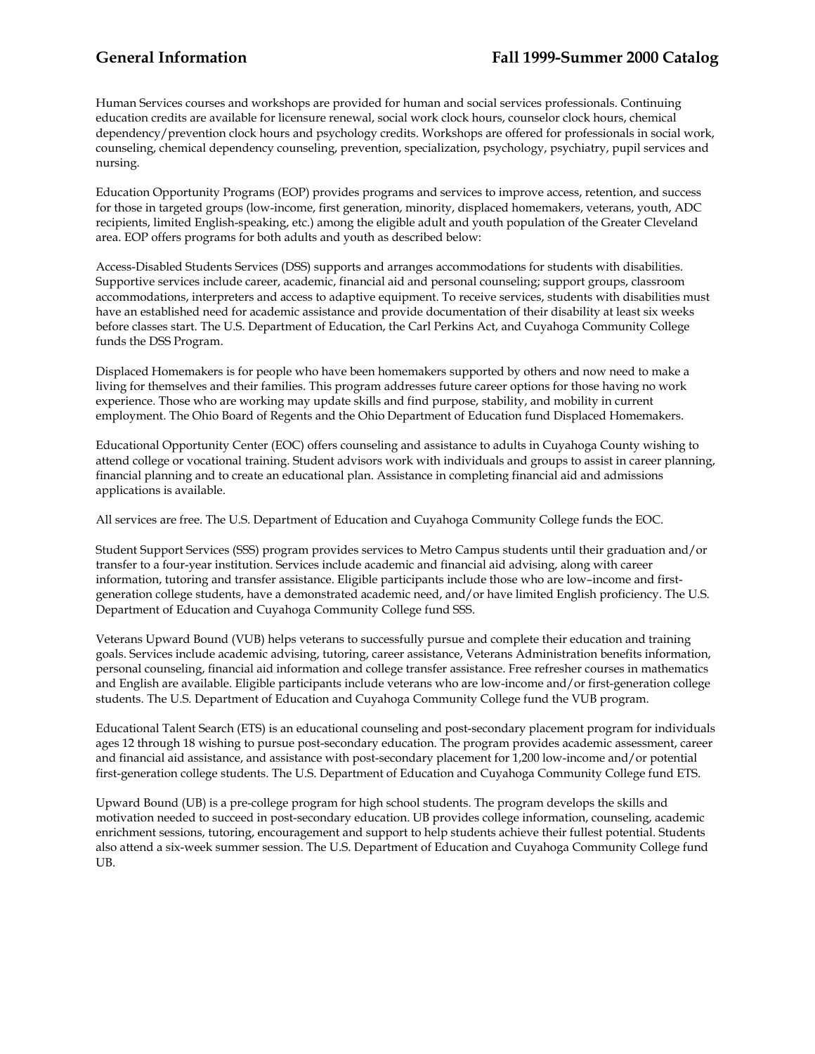Human Services courses and workshops are provided for human and social services professionals. Continuing education credits are available for licensure renewal, social work clock hours, counselor clock hours, chemical dependency/prevention clock hours and psychology credits. Workshops are offered for professionals in social work, counseling, chemical dependency counseling, prevention, specialization, psychology, psychiatry, pupil services and nursing.

Education Opportunity Programs (EOP) provides programs and services to improve access, retention, and success for those in targeted groups (low-income, first generation, minority, displaced homemakers, veterans, youth, ADC recipients, limited English-speaking, etc.) among the eligible adult and youth population of the Greater Cleveland area. EOP offers programs for both adults and youth as described below:

Access-Disabled Students Services (DSS) supports and arranges accommodations for students with disabilities. Supportive services include career, academic, financial aid and personal counseling; support groups, classroom accommodations, interpreters and access to adaptive equipment. To receive services, students with disabilities must have an established need for academic assistance and provide documentation of their disability at least six weeks before classes start. The U.S. Department of Education, the Carl Perkins Act, and Cuyahoga Community College funds the DSS Program.

Displaced Homemakers is for people who have been homemakers supported by others and now need to make a living for themselves and their families. This program addresses future career options for those having no work experience. Those who are working may update skills and find purpose, stability, and mobility in current employment. The Ohio Board of Regents and the Ohio Department of Education fund Displaced Homemakers.

Educational Opportunity Center (EOC) offers counseling and assistance to adults in Cuyahoga County wishing to attend college or vocational training. Student advisors work with individuals and groups to assist in career planning, financial planning and to create an educational plan. Assistance in completing financial aid and admissions applications is available.

All services are free. The U.S. Department of Education and Cuyahoga Community College funds the EOC.

Student Support Services (SSS) program provides services to Metro Campus students until their graduation and/or transfer to a four-year institution. Services include academic and financial aid advising, along with career information, tutoring and transfer assistance. Eligible participants include those who are low–income and first-generation college students, have a demonstrated academic need, and/or have limited English proficiency. The U.S. Department of Education and Cuyahoga Community College fund SSS.

Veterans Upward Bound (VUB) helps veterans to successfully pursue and complete their education and training goals. Services include academic advising, tutoring, career assistance, Veterans Administration benefits information, personal counseling, financial aid information and college transfer assistance. Free refresher courses in mathematics and English are available. Eligible participants include veterans who are low-income and/or first-generation college students. The U.S. Department of Education and Cuyahoga Community College fund the VUB program.

Educational Talent Search (ETS) is an educational counseling and post-secondary placement program for individuals ages 12 through 18 wishing to pursue post-secondary education. The program provides academic assessment, career and financial aid assistance, and assistance with post-secondary placement for 1,200 low-income and/or potential first-generation college students. The U.S. Department of Education and Cuyahoga Community College fund ETS.

Upward Bound (UB) is a pre-college program for high school students. The program develops the skills and motivation needed to succeed in post-secondary education. UB provides college information, counseling, academic enrichment sessions, tutoring, encouragement and support to help students achieve their fullest potential. Students also attend a six-week summer session. The U.S. Department of Education and Cuyahoga Community College fund UB.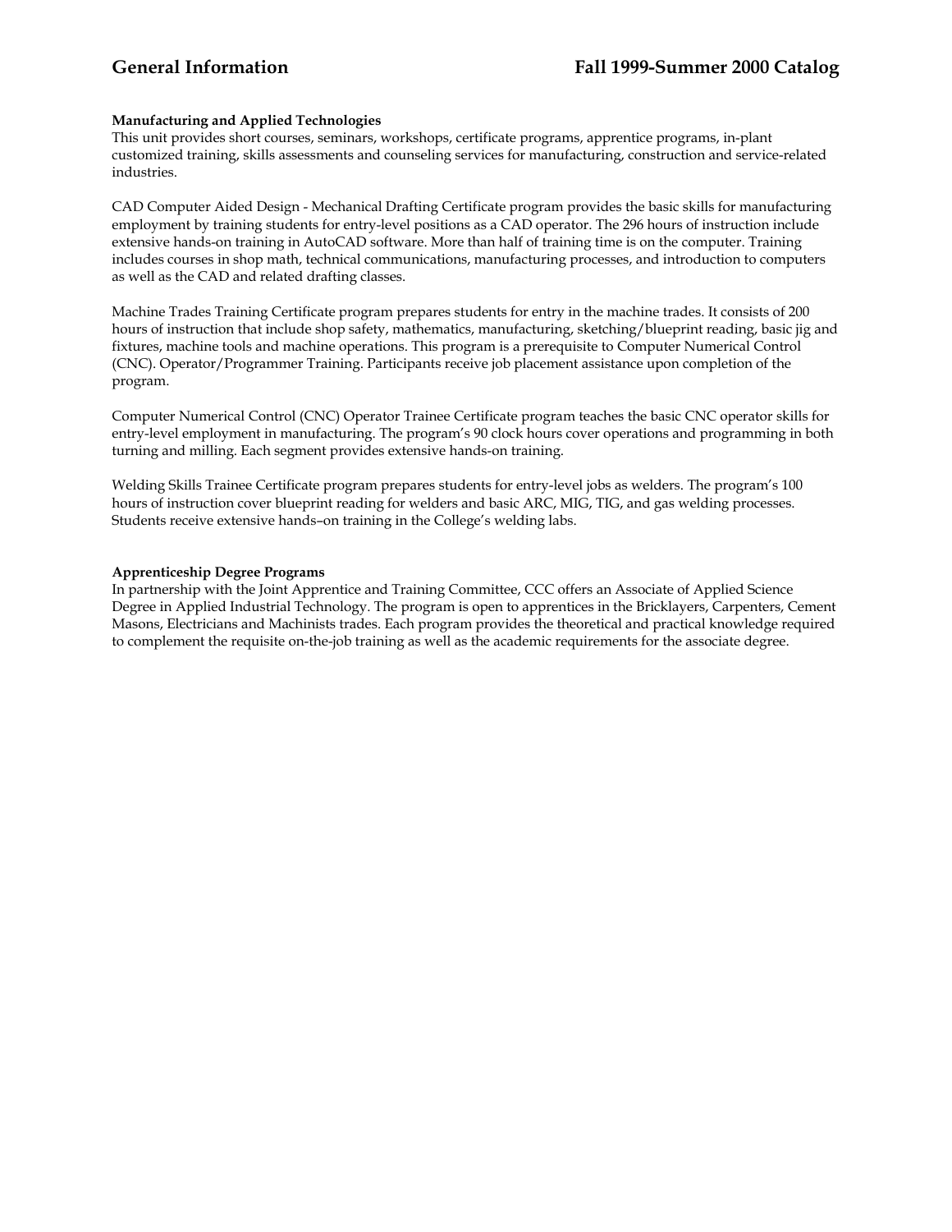**Manufacturing and Applied Technologies**
This unit provides short courses, seminars, workshops, certificate programs, apprentice programs, in-plant customized training, skills assessments and counseling services for manufacturing, construction and service-related industries.

CAD Computer Aided Design - Mechanical Drafting Certificate program provides the basic skills for manufacturing employment by training students for entry-level positions as a CAD operator. The 296 hours of instruction include extensive hands-on training in AutoCAD software. More than half of training time is on the computer. Training includes courses in shop math, technical communications, manufacturing processes, and introduction to computers as well as the CAD and related drafting classes.

Machine Trades Training Certificate program prepares students for entry in the machine trades. It consists of 200 hours of instruction that include shop safety, mathematics, manufacturing, sketching/blueprint reading, basic jig and fixtures, machine tools and machine operations. This program is a prerequisite to Computer Numerical Control (CNC). Operator/Programmer Training. Participants receive job placement assistance upon completion of the program.

Computer Numerical Control (CNC) Operator Trainee Certificate program teaches the basic CNC operator skills for entry-level employment in manufacturing. The program's 90 clock hours cover operations and programming in both turning and milling. Each segment provides extensive hands-on training.

Welding Skills Trainee Certificate program prepares students for entry-level jobs as welders. The program's 100 hours of instruction cover blueprint reading for welders and basic ARC, MIG, TIG, and gas welding processes. Students receive extensive hands–on training in the College's welding labs.

**Apprenticeship Degree Programs**
In partnership with the Joint Apprentice and Training Committee, CCC offers an Associate of Applied Science Degree in Applied Industrial Technology. The program is open to apprentices in the Bricklayers, Carpenters, Cement Masons, Electricians and Machinists trades. Each program provides the theoretical and practical knowledge required to complement the requisite on-the-job training as well as the academic requirements for the associate degree.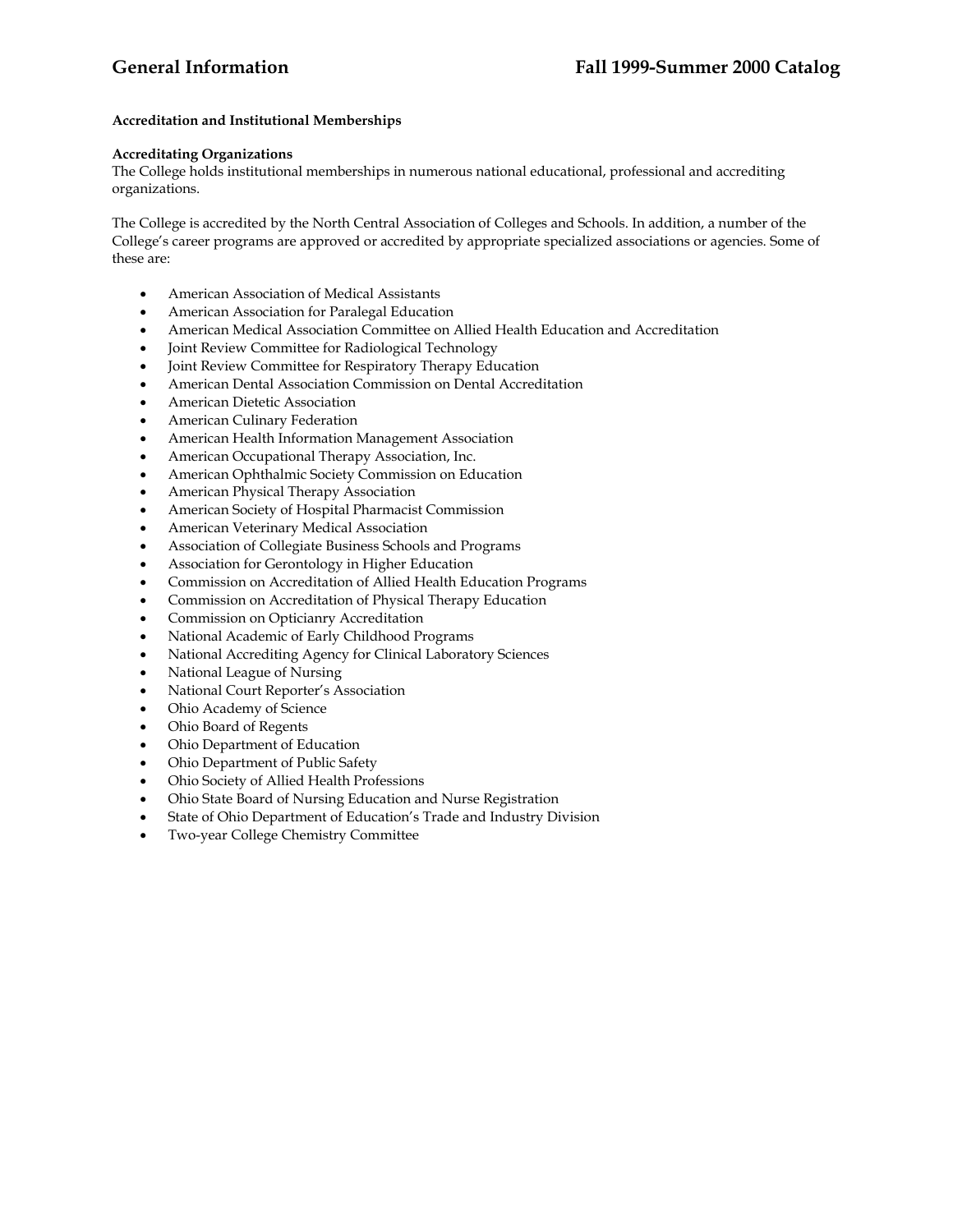### Accreditation and Institutional Memberships

**Accreditating Organizations**

The College holds institutional memberships in numerous national educational, professional and accrediting organizations.

The College is accredited by the North Central Association of Colleges and Schools. In addition, a number of the College's career programs are approved or accredited by appropriate specialized associations or agencies. Some of these are:

- American Association of Medical Assistants
- American Association for Paralegal Education
- American Medical Association Committee on Allied Health Education and Accreditation
- Joint Review Committee for Radiological Technology
- Joint Review Committee for Respiratory Therapy Education
- American Dental Association Commission on Dental Accreditation
- American Dietetic Association
- American Culinary Federation
- American Health Information Management Association
- American Occupational Therapy Association, Inc.
- American Ophthalmic Society Commission on Education
- American Physical Therapy Association
- American Society of Hospital Pharmacist Commission
- American Veterinary Medical Association
- Association of Collegiate Business Schools and Programs
- Association for Gerontology in Higher Education
- Commission on Accreditation of Allied Health Education Programs
- Commission on Accreditation of Physical Therapy Education
- Commission on Opticianry Accreditation
- National Academic of Early Childhood Programs
- National Accrediting Agency for Clinical Laboratory Sciences
- National League of Nursing
- National Court Reporter's Association
- Ohio Academy of Science
- Ohio Board of Regents
- Ohio Department of Education
- Ohio Department of Public Safety
- Ohio Society of Allied Health Professions
- Ohio State Board of Nursing Education and Nurse Registration
- State of Ohio Department of Education's Trade and Industry Division
- Two-year College Chemistry Committee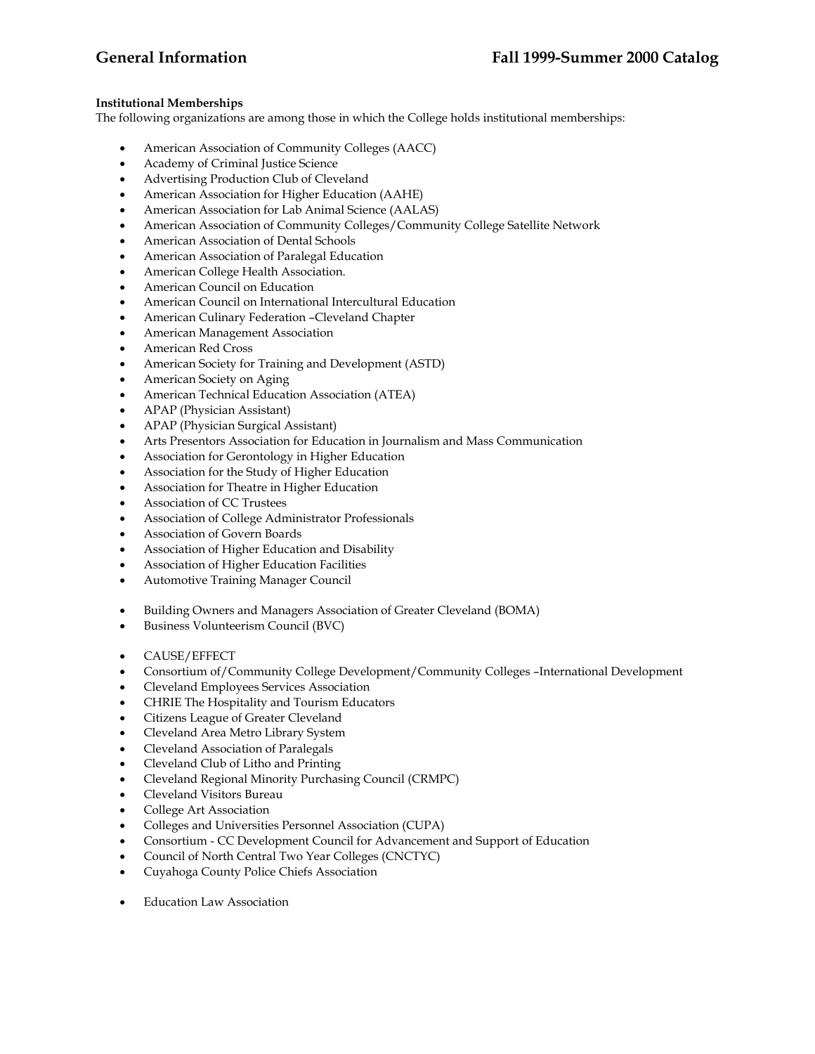**Institutional Memberships**
The following organizations are among those in which the College holds institutional memberships:

- American Association of Community Colleges (AACC)
- Academy of Criminal Justice Science
- Advertising Production Club of Cleveland
- American Association for Higher Education (AAHE)
- American Association for Lab Animal Science (AALAS)
- American Association of Community Colleges/Community College Satellite Network
- American Association of Dental Schools
- American Association of Paralegal Education
- American College Health Association.
- American Council on Education
- American Council on International Intercultural Education
- American Culinary Federation –Cleveland Chapter
- American Management Association
- American Red Cross
- American Society for Training and Development (ASTD)
- American Society on Aging
- American Technical Education Association (ATEA)
- APAP (Physician Assistant)
- APAP (Physician Surgical Assistant)
- Arts Presentors Association for Education in Journalism and Mass Communication
- Association for Gerontology in Higher Education
- Association for the Study of Higher Education
- Association for Theatre in Higher Education
- Association of CC Trustees
- Association of College Administrator Professionals
- Association of Govern Boards
- Association of Higher Education and Disability
- Association of Higher Education Facilities
- Automotive Training Manager Council

- Building Owners and Managers Association of Greater Cleveland (BOMA)
- Business Volunteerism Council (BVC)

- CAUSE/EFFECT
- Consortium of/Community College Development/Community Colleges –International Development
- Cleveland Employees Services Association
- CHRIE The Hospitality and Tourism Educators
- Citizens League of Greater Cleveland
- Cleveland Area Metro Library System
- Cleveland Association of Paralegals
- Cleveland Club of Litho and Printing
- Cleveland Regional Minority Purchasing Council (CRMPC)
- Cleveland Visitors Bureau
- College Art Association
- Colleges and Universities Personnel Association (CUPA)
- Consortium - CC Development Council for Advancement and Support of Education
- Council of North Central Two Year Colleges (CNCTYC)
- Cuyahoga County Police Chiefs Association

- Education Law Association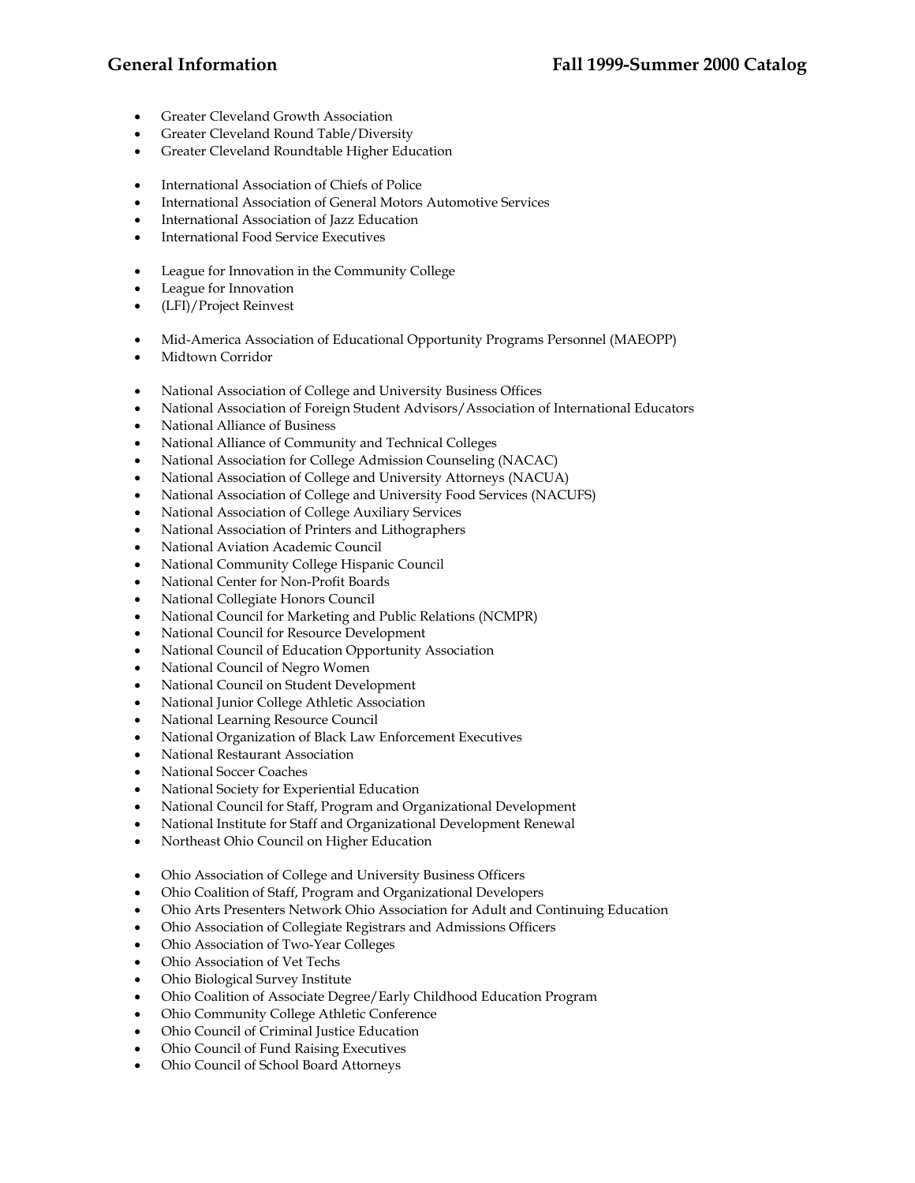- Greater Cleveland Growth Association
- Greater Cleveland Round Table/Diversity
- Greater Cleveland Roundtable Higher Education

- International Association of Chiefs of Police
- International Association of General Motors Automotive Services
- International Association of Jazz Education
- International Food Service Executives

- League for Innovation in the Community College
- League for Innovation
- (LFI)/Project Reinvest

- Mid-America Association of Educational Opportunity Programs Personnel (MAEOPP)
- Midtown Corridor

- National Association of College and University Business Offices
- National Association of Foreign Student Advisors/Association of International Educators
- National Alliance of Business
- National Alliance of Community and Technical Colleges
- National Association for College Admission Counseling (NACAC)
- National Association of College and University Attorneys (NACUA)
- National Association of College and University Food Services (NACUFS)
- National Association of College Auxiliary Services
- National Association of Printers and Lithographers
- National Aviation Academic Council
- National Community College Hispanic Council
- National Center for Non-Profit Boards
- National Collegiate Honors Council
- National Council for Marketing and Public Relations (NCMPR)
- National Council for Resource Development
- National Council of Education Opportunity Association
- National Council of Negro Women
- National Council on Student Development
- National Junior College Athletic Association
- National Learning Resource Council
- National Organization of Black Law Enforcement Executives
- National Restaurant Association
- National Soccer Coaches
- National Society for Experiential Education
- National Council for Staff, Program and Organizational Development
- National Institute for Staff and Organizational Development Renewal
- Northeast Ohio Council on Higher Education

- Ohio Association of College and University Business Officers
- Ohio Coalition of Staff, Program and Organizational Developers
- Ohio Arts Presenters Network Ohio Association for Adult and Continuing Education
- Ohio Association of Collegiate Registrars and Admissions Officers
- Ohio Association of Two-Year Colleges
- Ohio Association of Vet Techs
- Ohio Biological Survey Institute
- Ohio Coalition of Associate Degree/Early Childhood Education Program
- Ohio Community College Athletic Conference
- Ohio Council of Criminal Justice Education
- Ohio Council of Fund Raising Executives
- Ohio Council of School Board Attorneys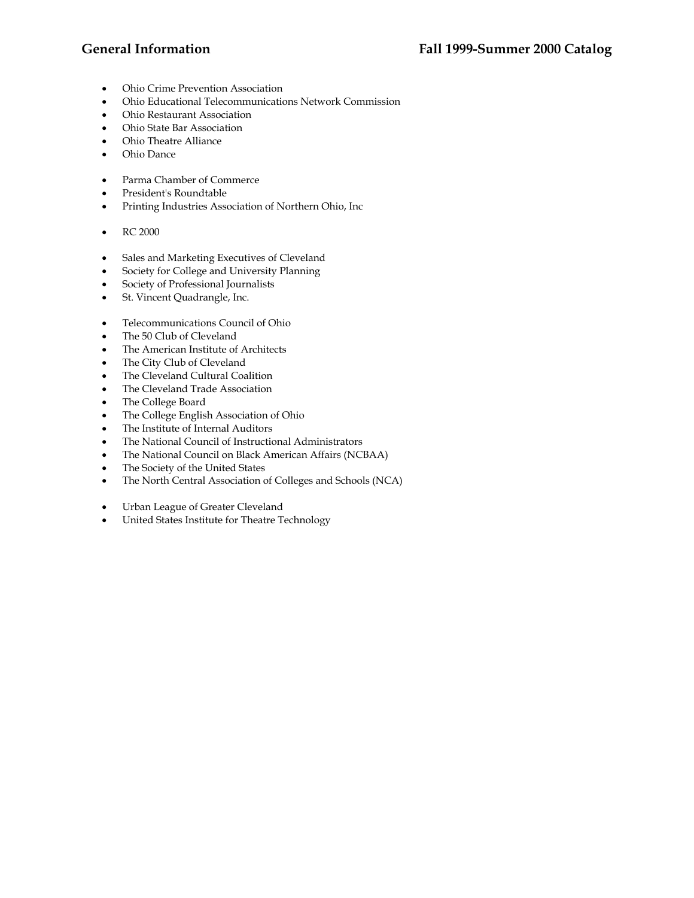- Ohio Crime Prevention Association
- Ohio Educational Telecommunications Network Commission
- Ohio Restaurant Association
- Ohio State Bar Association
- Ohio Theatre Alliance
- Ohio Dance

- Parma Chamber of Commerce
- President's Roundtable
- Printing Industries Association of Northern Ohio, Inc

- RC 2000

- Sales and Marketing Executives of Cleveland
- Society for College and University Planning
- Society of Professional Journalists
- St. Vincent Quadrangle, Inc.

- Telecommunications Council of Ohio
- The 50 Club of Cleveland
- The American Institute of Architects
- The City Club of Cleveland
- The Cleveland Cultural Coalition
- The Cleveland Trade Association
- The College Board
- The College English Association of Ohio
- The Institute of Internal Auditors
- The National Council of Instructional Administrators
- The National Council on Black American Affairs (NCBAA)
- The Society of the United States
- The North Central Association of Colleges and Schools (NCA)

- Urban League of Greater Cleveland
- United States Institute for Theatre Technology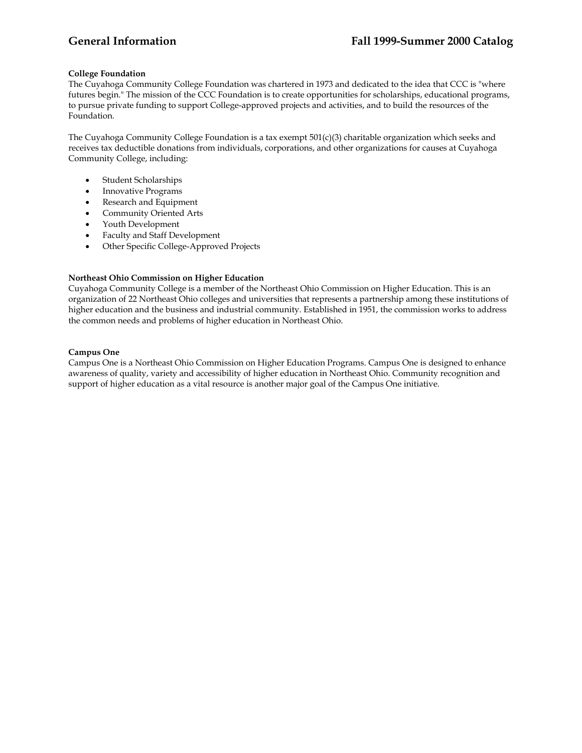**College Foundation**

The Cuyahoga Community College Foundation was chartered in 1973 and dedicated to the idea that CCC is "where futures begin." The mission of the CCC Foundation is to create opportunities for scholarships, educational programs, to pursue private funding to support College-approved projects and activities, and to build the resources of the Foundation.

The Cuyahoga Community College Foundation is a tax exempt 501(c)(3) charitable organization which seeks and receives tax deductible donations from individuals, corporations, and other organizations for causes at Cuyahoga Community College, including:

- Student Scholarships
- Innovative Programs
- Research and Equipment
- Community Oriented Arts
- Youth Development
- Faculty and Staff Development
- Other Specific College-Approved Projects

**Northeast Ohio Commission on Higher Education**

Cuyahoga Community College is a member of the Northeast Ohio Commission on Higher Education. This is an organization of 22 Northeast Ohio colleges and universities that represents a partnership among these institutions of higher education and the business and industrial community. Established in 1951, the commission works to address the common needs and problems of higher education in Northeast Ohio.

**Campus One**

Campus One is a Northeast Ohio Commission on Higher Education Programs. Campus One is designed to enhance awareness of quality, variety and accessibility of higher education in Northeast Ohio. Community recognition and support of higher education as a vital resource is another major goal of the Campus One initiative.